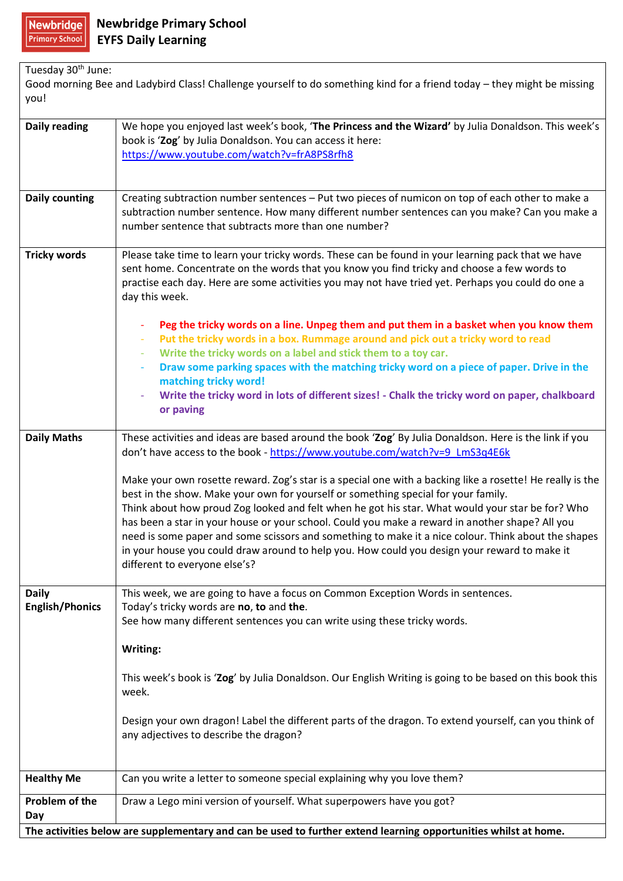# Newbridge Primary School
## EYFS Daily Learning

Tuesday 30th June:
Good morning Bee and Ladybird Class! Challenge yourself to do something kind for a friend today – they might be missing you!

| | |
|---|---|
| **Daily reading** | We hope you enjoyed last week's book, '**The Princess and the Wizard'** by Julia Donaldson. This week's book is '**Zog**' by Julia Donaldson. You can access it here: https://www.youtube.com/watch?v=frA8PS8rfh8 |
| **Daily counting** | Creating subtraction number sentences – Put two pieces of numicon on top of each other to make a subtraction number sentence. How many different number sentences can you make? Can you make a number sentence that subtracts more than one number? |
| **Tricky words** | Please take time to learn your tricky words. These can be found in your learning pack that we have sent home. Concentrate on the words that you know you find tricky and choose a few words to practise each day. Here are some activities you may not have tried yet. Perhaps you could do one a day this week.<br><br>- **Peg the tricky words on a line. Unpeg them and put them in a basket when you know them**<br>- **Put the tricky words in a box. Rummage around and pick out a tricky word to read**<br>- **Write the tricky words on a label and stick them to a toy car.**<br>- **Draw some parking spaces with the matching tricky word on a piece of paper. Drive in the matching tricky word!**<br>- **Write the tricky word in lots of different sizes! - Chalk the tricky word on paper, chalkboard or paving** |
| **Daily Maths** | These activities and ideas are based around the book '**Zog**' By Julia Donaldson. Here is the link if you don't have access to the book - https://www.youtube.com/watch?v=9_LmS3q4E6k<br><br>Make your own rosette reward. Zog's star is a special one with a backing like a rosette! He really is the best in the show. Make your own for yourself or something special for your family.<br>Think about how proud Zog looked and felt when he got his star. What would your star be for? Who has been a star in your house or your school. Could you make a reward in another shape? All you need is some paper and some scissors and something to make it a nice colour. Think about the shapes in your house you could draw around to help you. How could you design your reward to make it different to everyone else's? |
| **Daily English/Phonics** | This week, we are going to have a focus on Common Exception Words in sentences.<br>Today's tricky words are **no**, **to** and **the**.<br>See how many different sentences you can write using these tricky words.<br><br>**Writing:**<br><br>This week's book is '**Zog**' by Julia Donaldson. Our English Writing is going to be based on this book this week.<br><br>Design your own dragon! Label the different parts of the dragon. To extend yourself, can you think of any adjectives to describe the dragon? |
| **Healthy Me** | Can you write a letter to someone special explaining why you love them? |
| **Problem of the Day** | Draw a Lego mini version of yourself. What superpowers have you got? |

**The activities below are supplementary and can be used to further extend learning opportunities whilst at home.**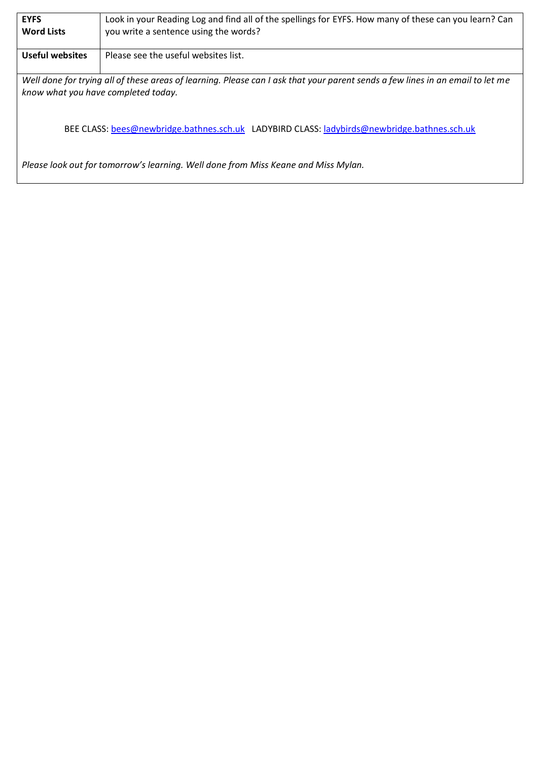| | |
|---|---|
| **EYFS Word Lists** | Look in your Reading Log and find all of the spellings for EYFS. How many of these can you learn? Can you write a sentence using the words? |
| **Useful websites** | Please see the useful websites list. |

*Well done for trying all of these areas of learning. Please can I ask that your parent sends a few lines in an email to let me know what you have completed today.*

BEE CLASS: bees@newbridge.bathnes.sch.uk LADYBIRD CLASS: ladybirds@newbridge.bathnes.sch.uk

*Please look out for tomorrow's learning. Well done from Miss Keane and Miss Mylan.*